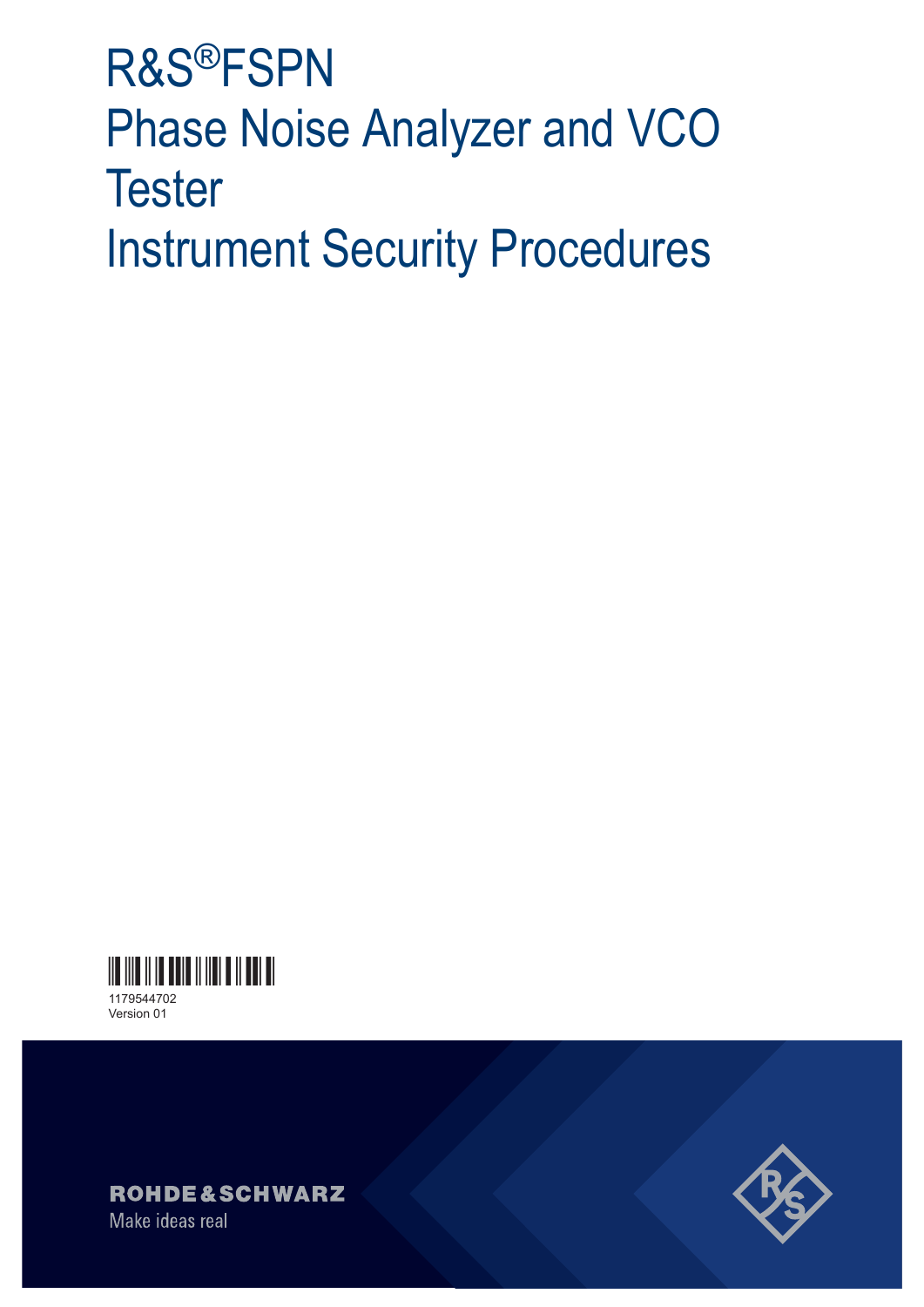# R&S®FSPN Phase Noise Analyzer and VCO Tester Instrument Security Procedures

1179544702
Version 01

ROHDE&SCHWARZ
Make ideas real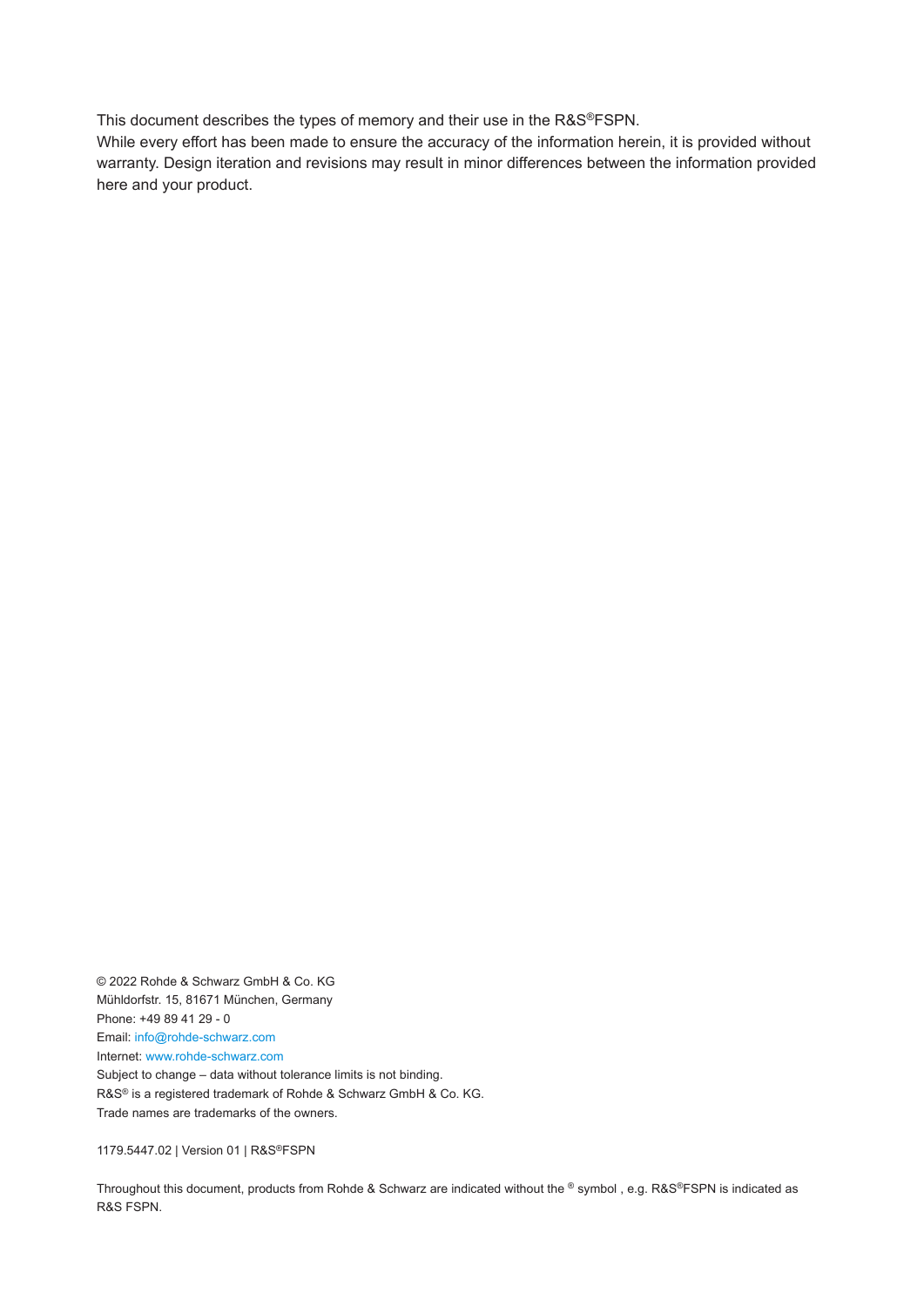This document describes the types of memory and their use in the R&S®FSPN.

While every effort has been made to ensure the accuracy of the information herein, it is provided without warranty. Design iteration and revisions may result in minor differences between the information provided here and your product.

© 2022 Rohde & Schwarz GmbH & Co. KG
Mühldorfstr. 15, 81671 München, Germany
Phone: +49 89 41 29 - 0
Email: info@rohde-schwarz.com
Internet: www.rohde-schwarz.com
Subject to change – data without tolerance limits is not binding.
R&S® is a registered trademark of Rohde & Schwarz GmbH & Co. KG.
Trade names are trademarks of the owners.

1179.5447.02 | Version 01 | R&S®FSPN

Throughout this document, products from Rohde & Schwarz are indicated without the ® symbol , e.g. R&S®FSPN is indicated as R&S FSPN.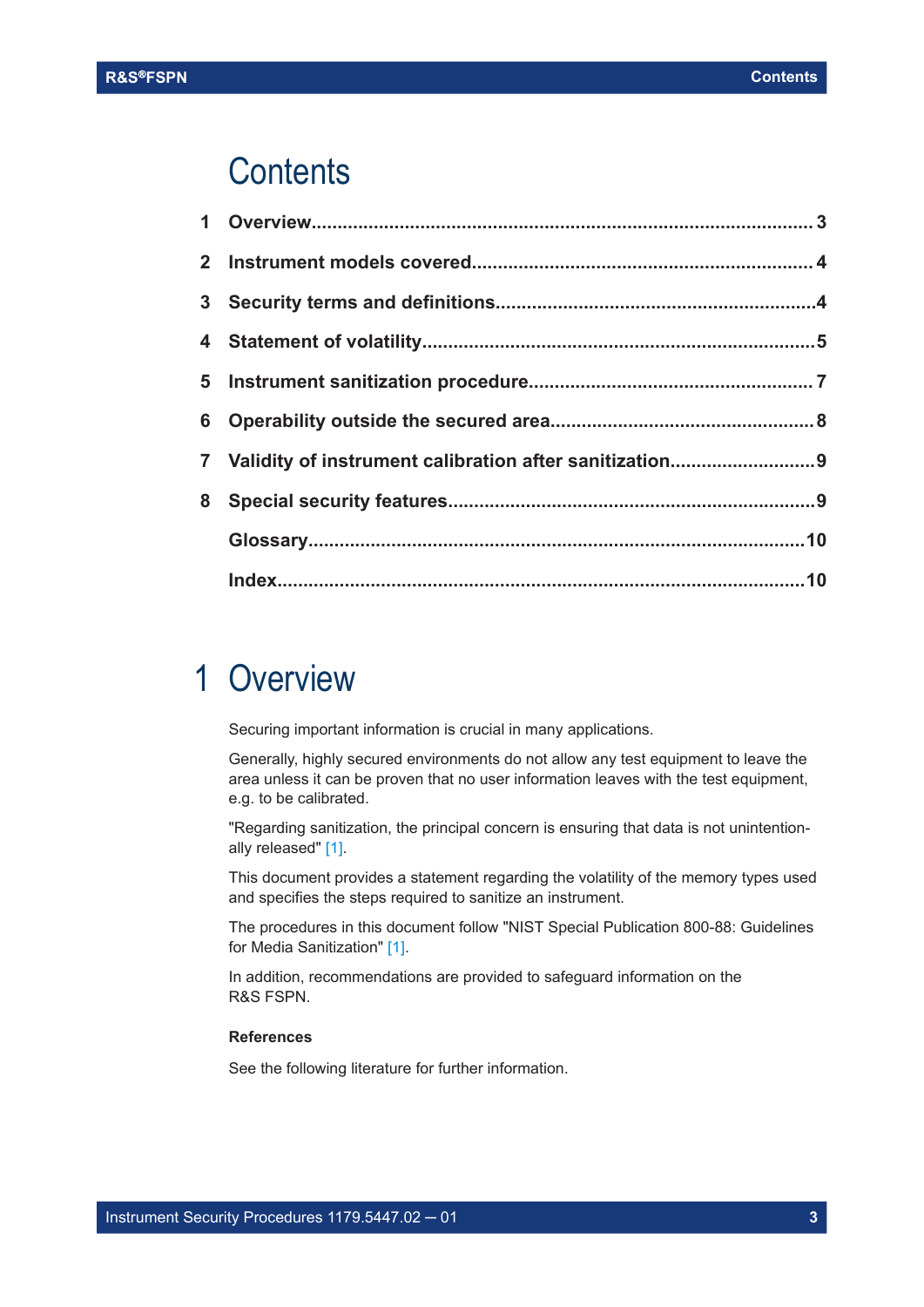# Contents

1 Overview.......................................................................................... 3

2 Instrument models covered.................................................................. 4

3 Security terms and definitions.............................................................4

4 Statement of volatility..........................................................................5

5 Instrument sanitization procedure....................................................... 7

6 Operability outside the secured area.................................................. 8

7 Validity of instrument calibration after sanitization............................9

8 Special security features......................................................................9

Glossary................................................................................................10

Index.....................................................................................................10

# 1 Overview

Securing important information is crucial in many applications.

Generally, highly secured environments do not allow any test equipment to leave the area unless it can be proven that no user information leaves with the test equipment, e.g. to be calibrated.

"Regarding sanitization, the principal concern is ensuring that data is not unintentionally released" [1].

This document provides a statement regarding the volatility of the memory types used and specifies the steps required to sanitize an instrument.

The procedures in this document follow "NIST Special Publication 800-88: Guidelines for Media Sanitization" [1].

In addition, recommendations are provided to safeguard information on the R&S FSPN.

**References**

See the following literature for further information.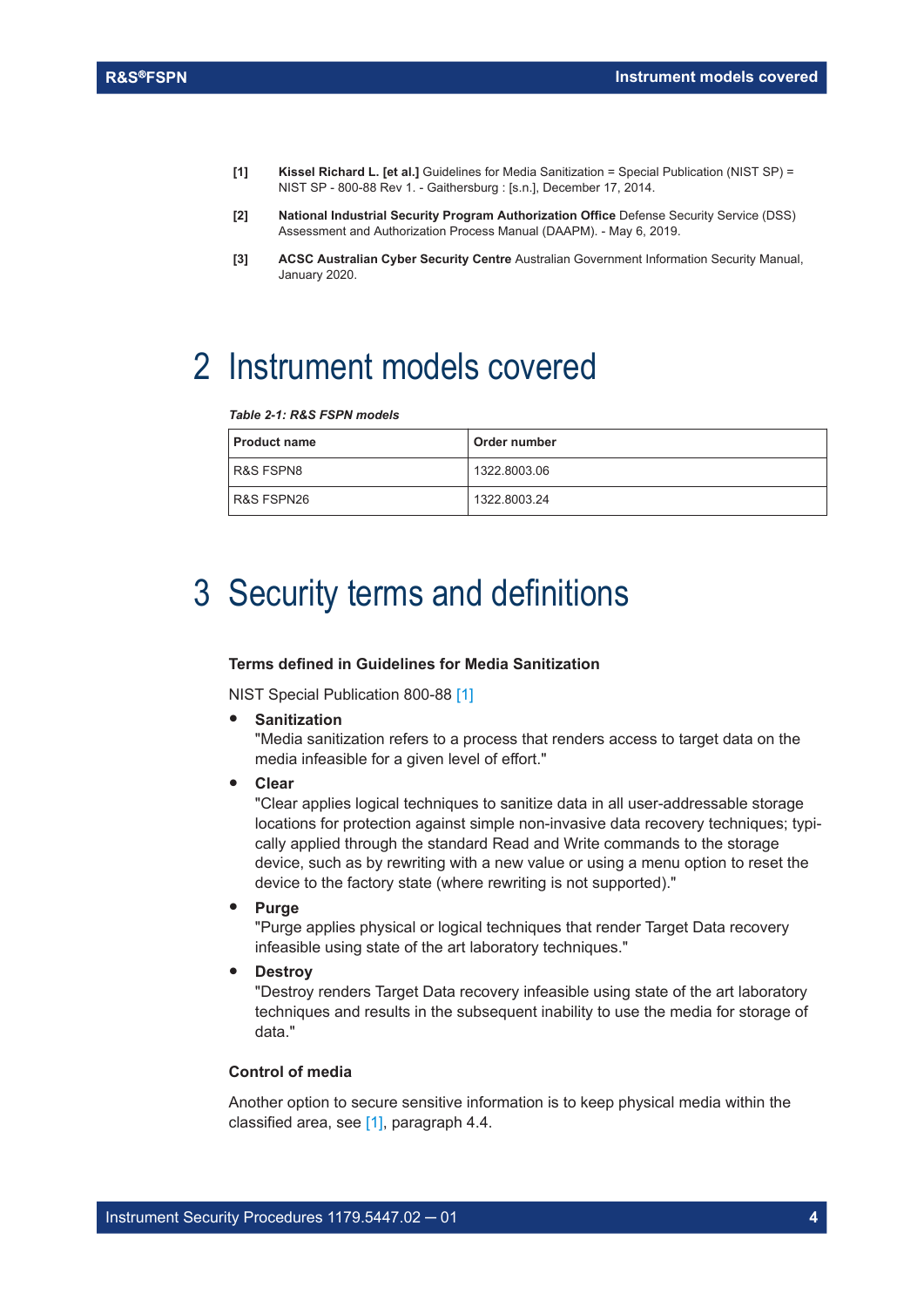**[1]** **Kissel Richard L. [et al.]** Guidelines for Media Sanitization = Special Publication (NIST SP) = NIST SP - 800-88 Rev 1. - Gaithersburg : [s.n.], December 17, 2014.

**[2]** **National Industrial Security Program Authorization Office** Defense Security Service (DSS) Assessment and Authorization Process Manual (DAAPM). - May 6, 2019.

**[3]** **ACSC Australian Cyber Security Centre** Australian Government Information Security Manual, January 2020.

# 2 Instrument models covered

*Table 2-1: R&S FSPN models*

| Product name | Order number |
|---|---|
| R&S FSPN8 | 1322.8003.06 |
| R&S FSPN26 | 1322.8003.24 |

# 3 Security terms and definitions

### Terms defined in Guidelines for Media Sanitization

NIST Special Publication 800-88 [1]

- **Sanitization**
  "Media sanitization refers to a process that renders access to target data on the media infeasible for a given level of effort."
- **Clear**
  "Clear applies logical techniques to sanitize data in all user-addressable storage locations for protection against simple non-invasive data recovery techniques; typically applied through the standard Read and Write commands to the storage device, such as by rewriting with a new value or using a menu option to reset the device to the factory state (where rewriting is not supported)."
- **Purge**
  "Purge applies physical or logical techniques that render Target Data recovery infeasible using state of the art laboratory techniques."
- **Destroy**
  "Destroy renders Target Data recovery infeasible using state of the art laboratory techniques and results in the subsequent inability to use the media for storage of data."

### Control of media

Another option to secure sensitive information is to keep physical media within the classified area, see [1], paragraph 4.4.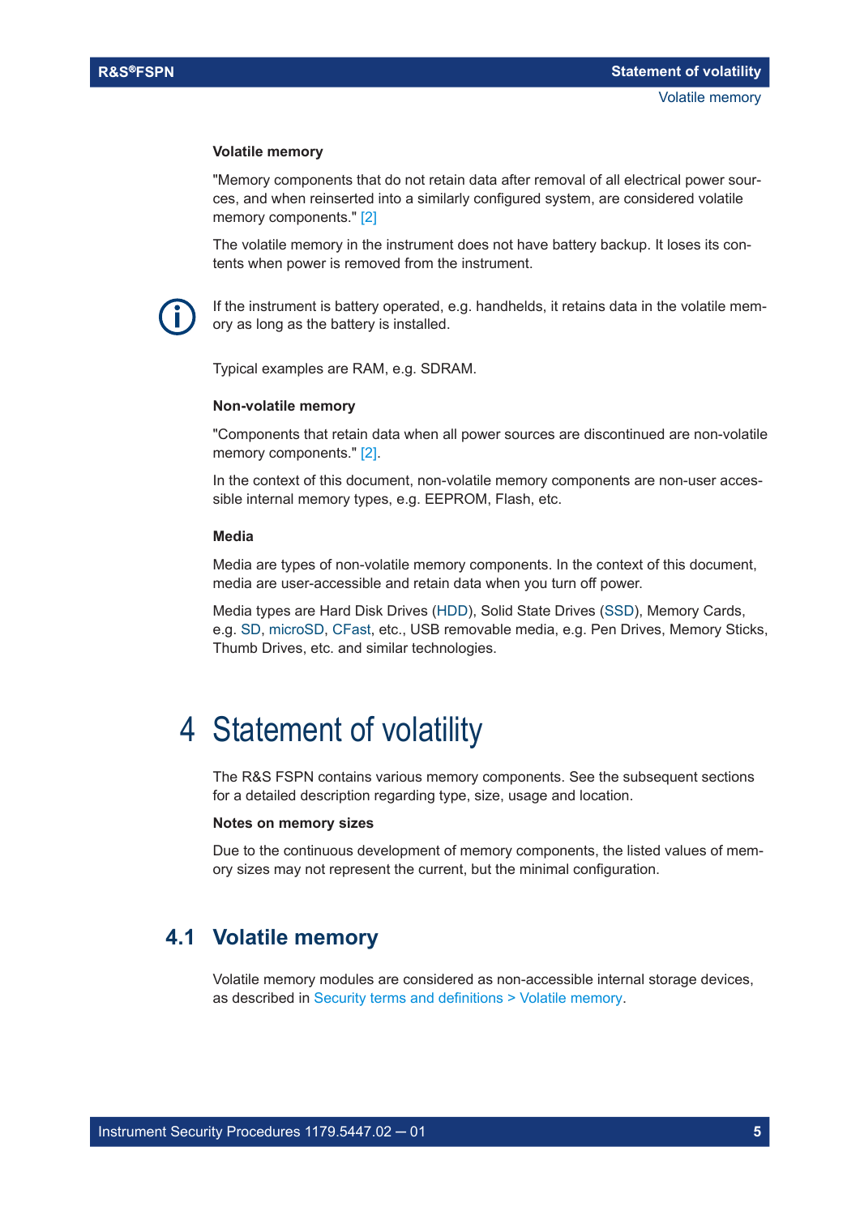#### Volatile memory

"Memory components that do not retain data after removal of all electrical power sources, and when reinserted into a similarly configured system, are considered volatile memory components." [2]

The volatile memory in the instrument does not have battery backup. It loses its contents when power is removed from the instrument.

If the instrument is battery operated, e.g. handhelds, it retains data in the volatile memory as long as the battery is installed.

Typical examples are RAM, e.g. SDRAM.

#### Non-volatile memory

"Components that retain data when all power sources are discontinued are non-volatile memory components." [2].

In the context of this document, non-volatile memory components are non-user accessible internal memory types, e.g. EEPROM, Flash, etc.

#### Media

Media are types of non-volatile memory components. In the context of this document, media are user-accessible and retain data when you turn off power.

Media types are Hard Disk Drives (HDD), Solid State Drives (SSD), Memory Cards, e.g. SD, microSD, CFast, etc., USB removable media, e.g. Pen Drives, Memory Sticks, Thumb Drives, etc. and similar technologies.

# 4 Statement of volatility

The R&S FSPN contains various memory components. See the subsequent sections for a detailed description regarding type, size, usage and location.

**Notes on memory sizes**

Due to the continuous development of memory components, the listed values of memory sizes may not represent the current, but the minimal configuration.

## 4.1 Volatile memory

Volatile memory modules are considered as non-accessible internal storage devices, as described in Security terms and definitions > Volatile memory.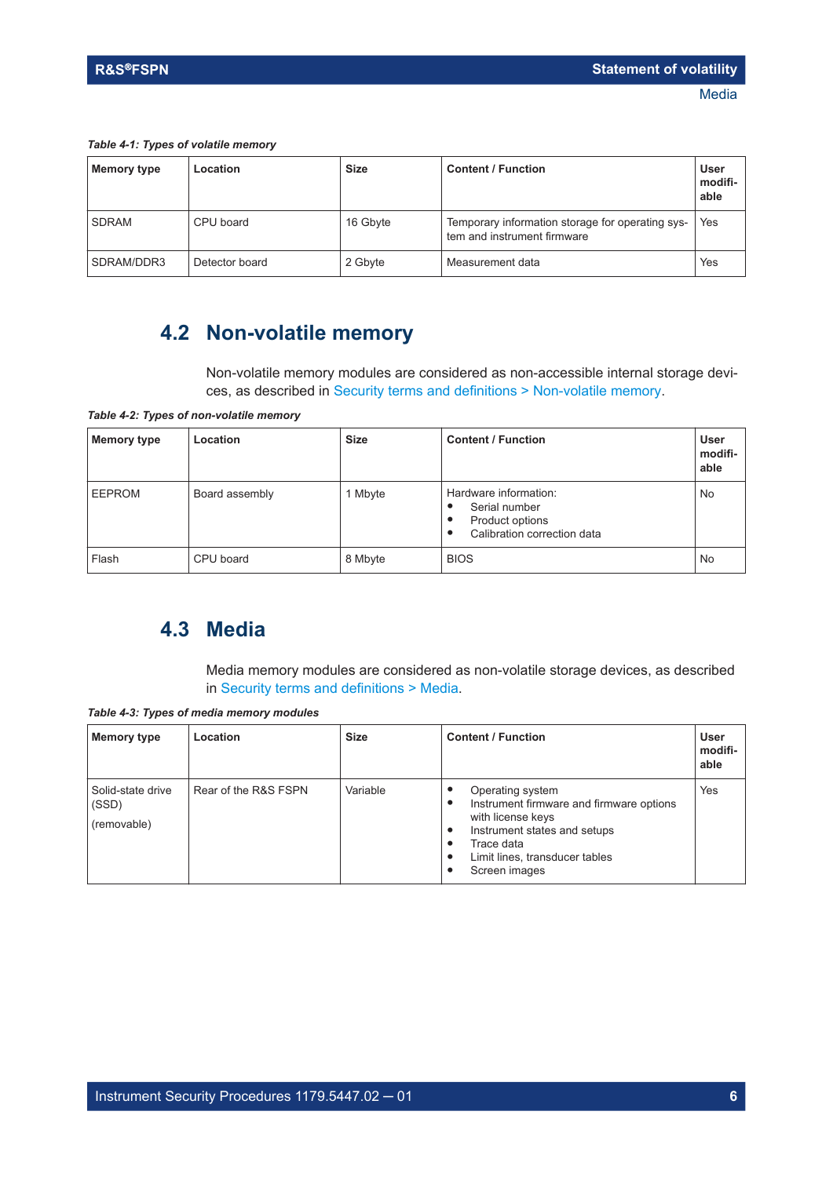*Table 4-1: Types of volatile memory*

| Memory type | Location | Size | Content / Function | User modifiable |
|---|---|---|---|---|
| SDRAM | CPU board | 16 Gbyte | Temporary information storage for operating system and instrument firmware | Yes |
| SDRAM/DDR3 | Detector board | 2 Gbyte | Measurement data | Yes |

## 4.2 Non-volatile memory

Non-volatile memory modules are considered as non-accessible internal storage devices, as described in Security terms and definitions > Non-volatile memory.

*Table 4-2: Types of non-volatile memory*

| Memory type | Location | Size | Content / Function | User modifiable |
|---|---|---|---|---|
| EEPROM | Board assembly | 1 Mbyte | Hardware information:<br>• Serial number<br>• Product options<br>• Calibration correction data | No |
| Flash | CPU board | 8 Mbyte | BIOS | No |

## 4.3 Media

Media memory modules are considered as non-volatile storage devices, as described in Security terms and definitions > Media.

*Table 4-3: Types of media memory modules*

| Memory type | Location | Size | Content / Function | User modifiable |
|---|---|---|---|---|
| Solid-state drive (SSD)<br>(removable) | Rear of the R&S FSPN | Variable | • Operating system<br>• Instrument firmware and firmware options with license keys<br>• Instrument states and setups<br>• Trace data<br>• Limit lines, transducer tables<br>• Screen images | Yes |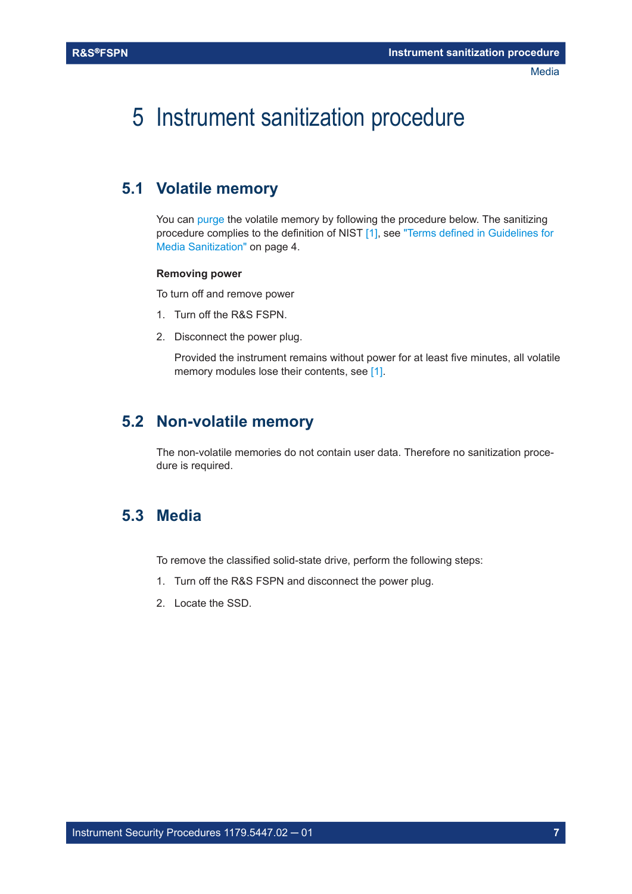# 5 Instrument sanitization procedure

## 5.1 Volatile memory

You can purge the volatile memory by following the procedure below. The sanitizing procedure complies to the definition of NIST [1], see "Terms defined in Guidelines for Media Sanitization" on page 4.

**Removing power**

To turn off and remove power

1. Turn off the R&S FSPN.
2. Disconnect the power plug.

   Provided the instrument remains without power for at least five minutes, all volatile memory modules lose their contents, see [1].

## 5.2 Non-volatile memory

The non-volatile memories do not contain user data. Therefore no sanitization procedure is required.

## 5.3 Media

To remove the classified solid-state drive, perform the following steps:

1. Turn off the R&S FSPN and disconnect the power plug.
2. Locate the SSD.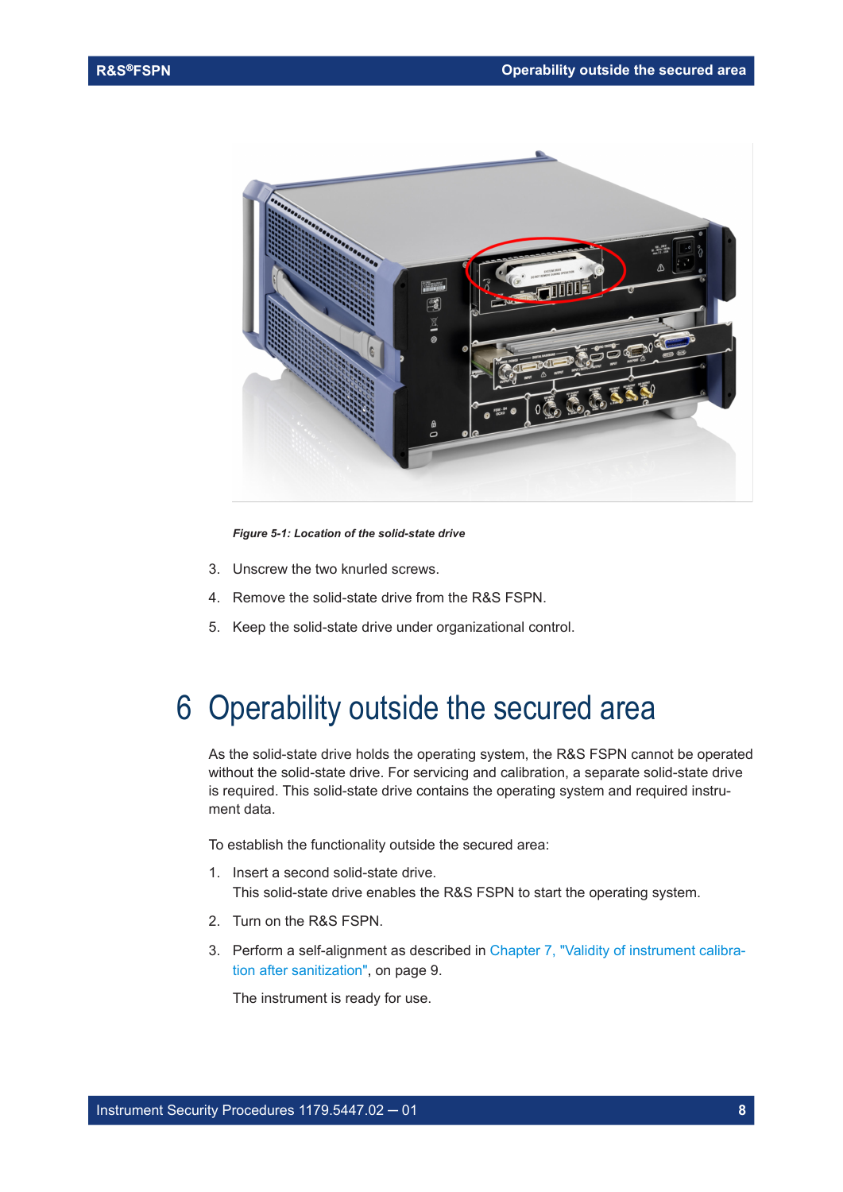*Figure 5-1: Location of the solid-state drive*

3. Unscrew the two knurled screws.
4. Remove the solid-state drive from the R&S FSPN.
5. Keep the solid-state drive under organizational control.

# 6 Operability outside the secured area

As the solid-state drive holds the operating system, the R&S FSPN cannot be operated without the solid-state drive. For servicing and calibration, a separate solid-state drive is required. This solid-state drive contains the operating system and required instrument data.

To establish the functionality outside the secured area:

1. Insert a second solid-state drive.
   This solid-state drive enables the R&S FSPN to start the operating system.
2. Turn on the R&S FSPN.
3. Perform a self-alignment as described in Chapter 7, "Validity of instrument calibration after sanitization", on page 9.

   The instrument is ready for use.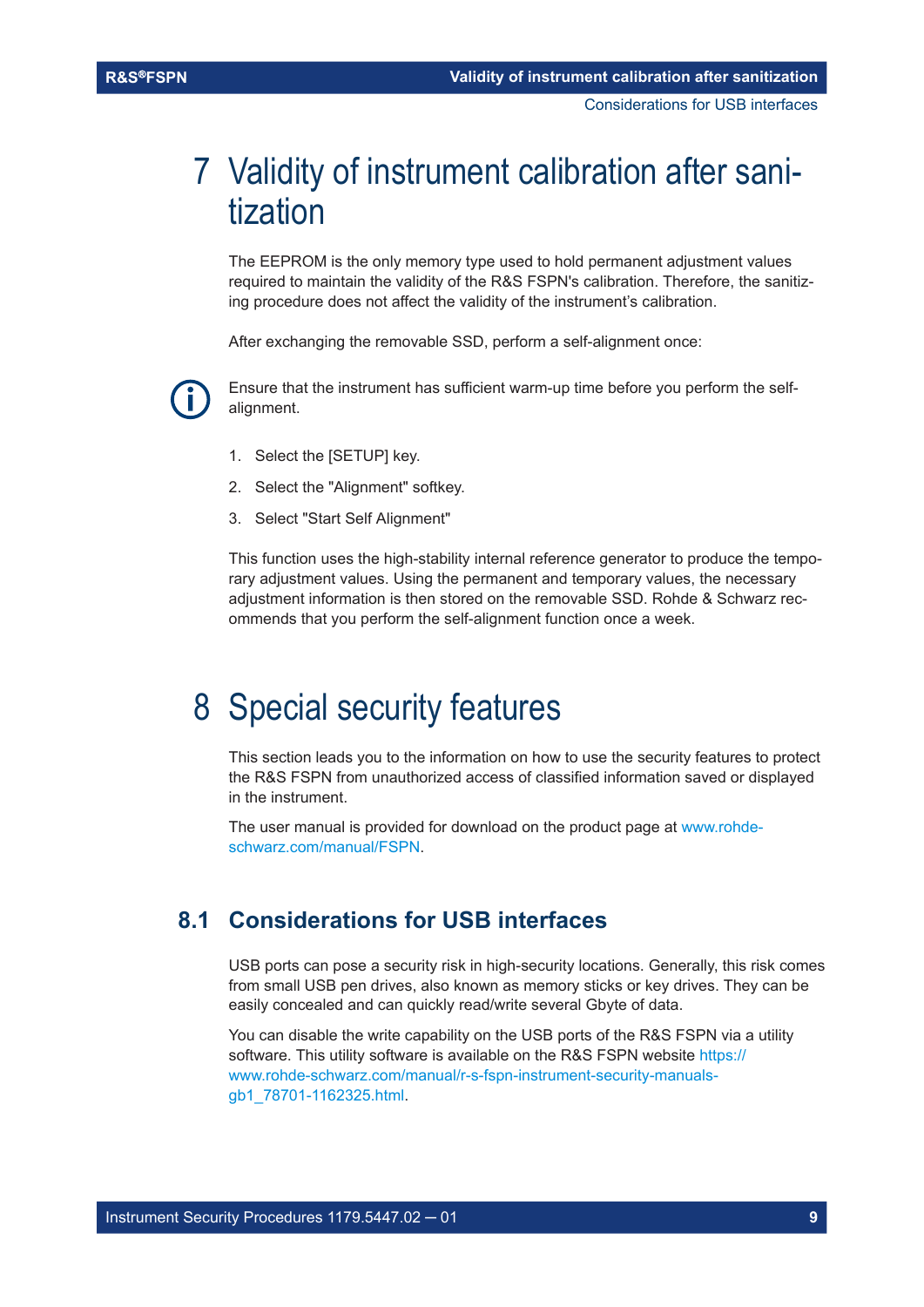# 7 Validity of instrument calibration after sanitization

The EEPROM is the only memory type used to hold permanent adjustment values required to maintain the validity of the R&S FSPN's calibration. Therefore, the sanitizing procedure does not affect the validity of the instrument's calibration.

After exchanging the removable SSD, perform a self-alignment once:

Ensure that the instrument has sufficient warm-up time before you perform the self-alignment.

1. Select the [SETUP] key.
2. Select the "Alignment" softkey.
3. Select "Start Self Alignment"

This function uses the high-stability internal reference generator to produce the temporary adjustment values. Using the permanent and temporary values, the necessary adjustment information is then stored on the removable SSD. Rohde & Schwarz recommends that you perform the self-alignment function once a week.

# 8 Special security features

This section leads you to the information on how to use the security features to protect the R&S FSPN from unauthorized access of classified information saved or displayed in the instrument.

The user manual is provided for download on the product page at www.rohde-schwarz.com/manual/FSPN.

## 8.1 Considerations for USB interfaces

USB ports can pose a security risk in high-security locations. Generally, this risk comes from small USB pen drives, also known as memory sticks or key drives. They can be easily concealed and can quickly read/write several Gbyte of data.

You can disable the write capability on the USB ports of the R&S FSPN via a utility software. This utility software is available on the R&S FSPN website https://www.rohde-schwarz.com/manual/r-s-fspn-instrument-security-manuals-gb1_78701-1162325.html.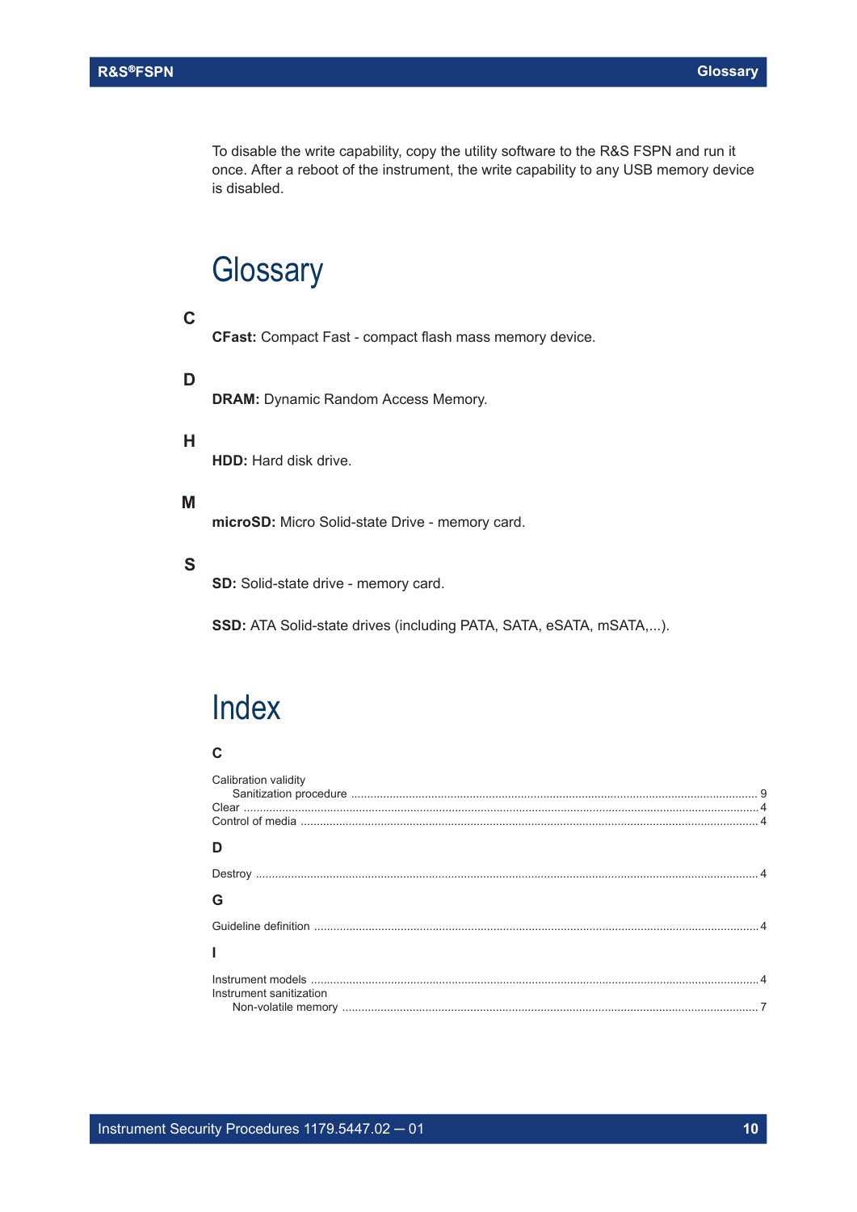To disable the write capability, copy the utility software to the R&S FSPN and run it once. After a reboot of the instrument, the write capability to any USB memory device is disabled.

# Glossary

### C

**CFast:** Compact Fast - compact flash mass memory device.

### D

**DRAM:** Dynamic Random Access Memory.

### H

**HDD:** Hard disk drive.

### M

**microSD:** Micro Solid-state Drive - memory card.

### S

**SD:** Solid-state drive - memory card.

**SSD:** ATA Solid-state drives (including PATA, SATA, eSATA, mSATA,...).

# Index

### C

Calibration validity
- Sanitization procedure ........................................ 9

Clear ........................................ 4
Control of media ........................................ 4

### D

Destroy ........................................ 4

### G

Guideline definition ........................................ 4

### I

Instrument models ........................................ 4
Instrument sanitization
- Non-volatile memory ........................................ 7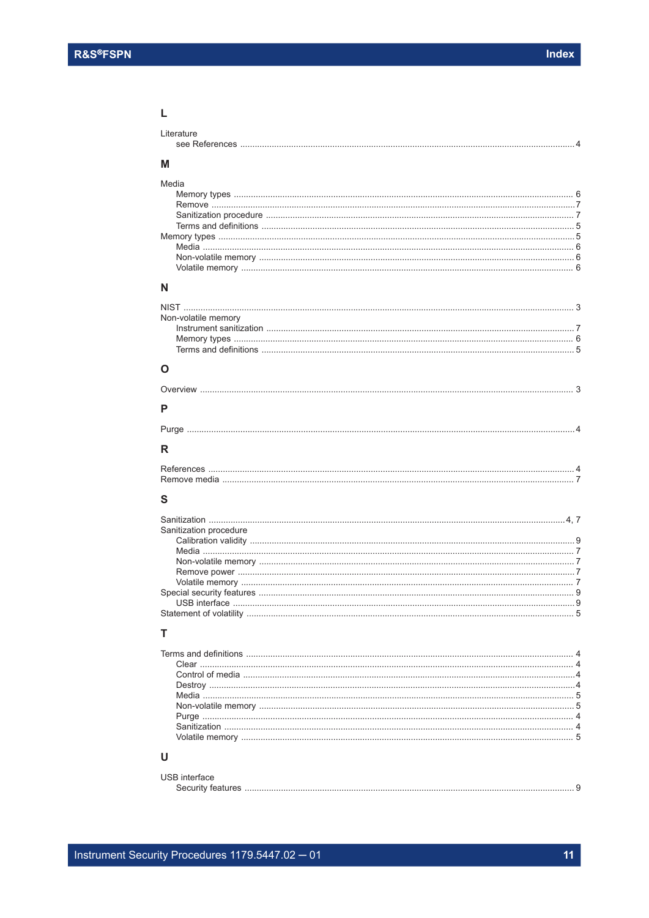### L

Literature
- see References ... 4

### M

Media
- Memory types ... 6
- Remove ... 7
- Sanitization procedure ... 7
- Terms and definitions ... 5

Memory types ... 5
- Media ... 6
- Non-volatile memory ... 6
- Volatile memory ... 6

### N

NIST ... 3

Non-volatile memory
- Instrument sanitization ... 7
- Memory types ... 6
- Terms and definitions ... 5

### O

Overview ... 3

### P

Purge ... 4

### R

References ... 4

Remove media ... 7

### S

Sanitization ... 4, 7

Sanitization procedure
- Calibration validity ... 9
- Media ... 7
- Non-volatile memory ... 7
- Remove power ... 7
- Volatile memory ... 7

Special security features ... 9
- USB interface ... 9

Statement of volatility ... 5

### T

Terms and definitions ... 4
- Clear ... 4
- Control of media ... 4
- Destroy ... 4
- Media ... 5
- Non-volatile memory ... 5
- Purge ... 4
- Sanitization ... 4
- Volatile memory ... 5

### U

USB interface
- Security features ... 9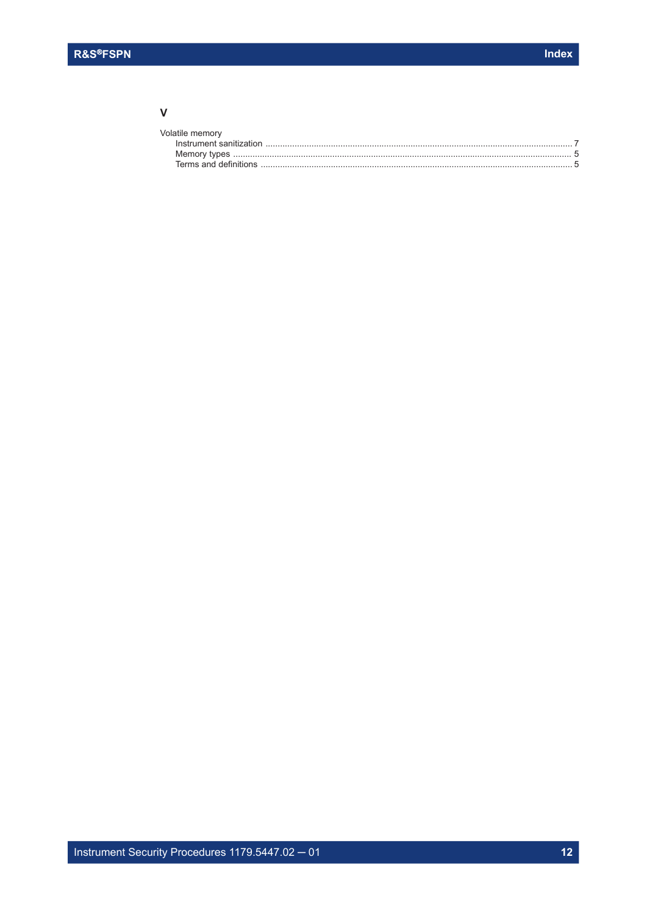## V

Volatile memory

- Instrument sanitization ........ 7
- Memory types ........ 5
- Terms and definitions ........ 5